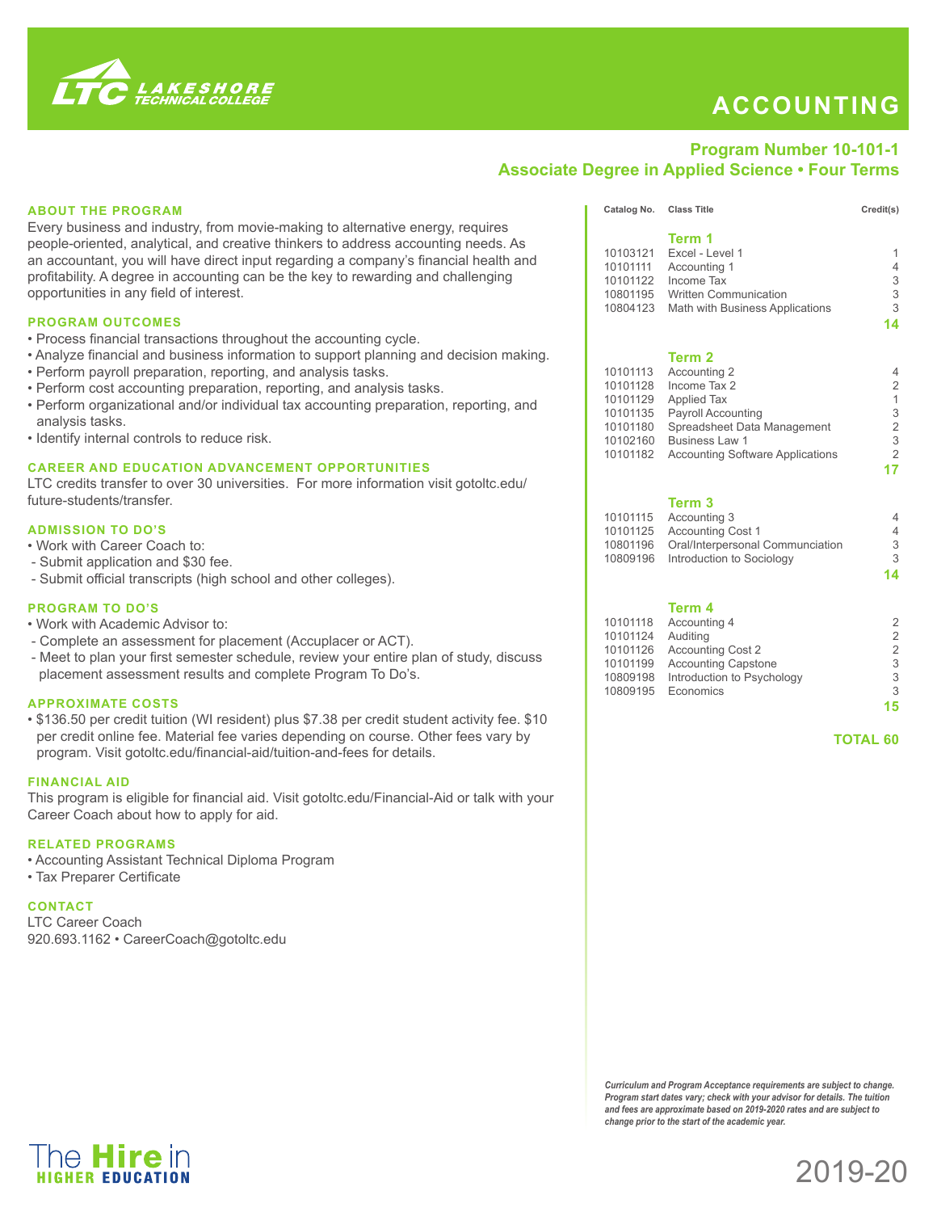# ACCOUNTING

**LTC LAKESHORE TECHNICAL COLLEGE**

## Program Number 10-101-1
## Associate Degree in Applied Science • Four Terms

### ABOUT THE PROGRAM

Every business and industry, from movie-making to alternative energy, requires people-oriented, analytical, and creative thinkers to address accounting needs. As an accountant, you will have direct input regarding a company's financial health and profitability. A degree in accounting can be the key to rewarding and challenging opportunities in any field of interest.

### PROGRAM OUTCOMES

- Process financial transactions throughout the accounting cycle.
- Analyze financial and business information to support planning and decision making.
- Perform payroll preparation, reporting, and analysis tasks.
- Perform cost accounting preparation, reporting, and analysis tasks.
- Perform organizational and/or individual tax accounting preparation, reporting, and analysis tasks.
- Identify internal controls to reduce risk.

### CAREER AND EDUCATION ADVANCEMENT OPPORTUNITIES

LTC credits transfer to over 30 universities. For more information visit gotoltc.edu/future-students/transfer.

### ADMISSION TO DO'S

- Work with Career Coach to:
  - Submit application and $30 fee.
  - Submit official transcripts (high school and other colleges).

### PROGRAM TO DO'S

- Work with Academic Advisor to:
  - Complete an assessment for placement (Accuplacer or ACT).
  - Meet to plan your first semester schedule, review your entire plan of study, discuss placement assessment results and complete Program To Do's.

### APPROXIMATE COSTS

- $136.50 per credit tuition (WI resident) plus $7.38 per credit student activity fee. $10 per credit online fee. Material fee varies depending on course. Other fees vary by program. Visit gotoltc.edu/financial-aid/tuition-and-fees for details.

### FINANCIAL AID

This program is eligible for financial aid. Visit gotoltc.edu/Financial-Aid or talk with your Career Coach about how to apply for aid.

### RELATED PROGRAMS

- Accounting Assistant Technical Diploma Program
- Tax Preparer Certificate

### CONTACT

LTC Career Coach
920.693.1162 • CareerCoach@gotoltc.edu

| Catalog No. | Class Title | Credit(s) |
|---|---|---|
| | **Term 1** | |
| 10103121 | Excel - Level 1 | 1 |
| 10101111 | Accounting 1 | 4 |
| 10101122 | Income Tax | 3 |
| 10801195 | Written Communication | 3 |
| 10804123 | Math with Business Applications | 3 |
| | | **14** |
| | **Term 2** | |
| 10101113 | Accounting 2 | 4 |
| 10101128 | Income Tax 2 | 2 |
| 10101129 | Applied Tax | 1 |
| 10101135 | Payroll Accounting | 3 |
| 10101180 | Spreadsheet Data Management | 2 |
| 10102160 | Business Law 1 | 3 |
| 10101182 | Accounting Software Applications | 2 |
| | | **17** |
| | **Term 3** | |
| 10101115 | Accounting 3 | 4 |
| 10101125 | Accounting Cost 1 | 4 |
| 10801196 | Oral/Interpersonal Communciation | 3 |
| 10809196 | Introduction to Sociology | 3 |
| | | **14** |
| | **Term 4** | |
| 10101118 | Accounting 4 | 2 |
| 10101124 | Auditing | 2 |
| 10101126 | Accounting Cost 2 | 2 |
| 10101199 | Accounting Capstone | 3 |
| 10809198 | Introduction to Psychology | 3 |
| 10809195 | Economics | 3 |
| | | **15** |
| | | **TOTAL 60** |

*Curriculum and Program Acceptance requirements are subject to change. Program start dates vary; check with your advisor for details. The tuition and fees are approximate based on 2019-2020 rates and are subject to change prior to the start of the academic year.*

The **Hire** in HIGHER EDUCATION

2019-20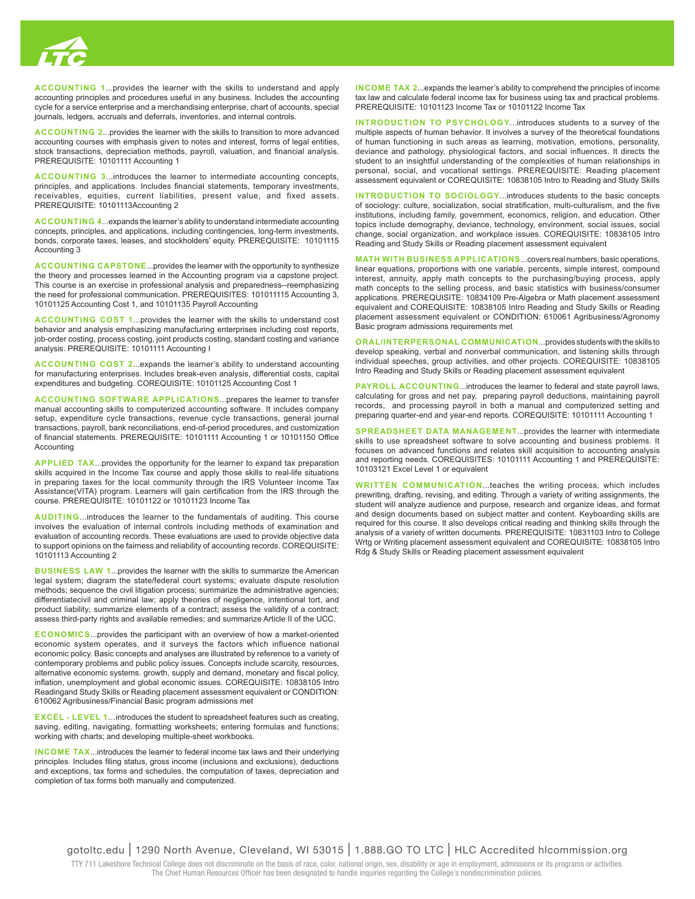**ACCOUNTING 1**...provides the learner with the skills to understand and apply accounting principles and procedures useful in any business. Includes the accounting cycle for a service enterprise and a merchandising enterprise, chart of accounts, special journals, ledgers, accruals and deferrals, inventories, and internal controls.

**ACCOUNTING 2**...provides the learner with the skills to transition to more advanced accounting courses with emphasis given to notes and interest, forms of legal entities, stock transactions, depreciation methods, payroll, valuation, and financial analysis. PREREQUISITE: 10101111 Accounting 1

**ACCOUNTING 3**...introduces the learner to intermediate accounting concepts, principles, and applications. Includes financial statements, temporary investments, receivables, equities, current liabilities, present value, and fixed assets. PREREQUISITE: 10101113Accounting 2

**ACCOUNTING 4**...expands the learner's ability to understand intermediate accounting concepts, principles, and applications, including contingencies, long-term investments, bonds, corporate taxes, leases, and stockholders' equity. PREREQUISITE: 10101115 Accounting 3

**ACCOUNTING CAPSTONE**...provides the learner with the opportunity to synthesize the theory and processes learned in the Accounting program via a capstone project. This course is an exercise in professional analysis and preparedness--reemphasizing the need for professional communication. PREREQUISITES: 101011115 Accounting 3, 10101125 Accounting Cost 1, and 10101135 Payroll Accounting

**ACCOUNTING COST 1**...provides the learner with the skills to understand cost behavior and analysis emphasizing manufacturing enterprises including cost reports, job-order costing, process costing, joint products costing, standard costing and variance analysis. PREREQUISITE: 10101111 Accounting I

**ACCOUNTING COST 2**...expands the learner's ability to understand accounting for manufacturing enterprises. Includes break-even analysis, differential costs, capital expenditures and budgeting. COREQUISITE: 10101125 Accounting Cost 1

**ACCOUNTING SOFTWARE APPLICATIONS**...prepares the learner to transfer manual accounting skills to computerized accounting software. It includes company setup, expenditure cycle transactions, revenue cycle transactions, general journal transactions, payroll, bank reconciliations, end-of-period procedures, and customization of financial statements. PREREQUISITE: 10101111 Accounting 1 or 10101150 Office Accounting

**APPLIED TAX**...provides the opportunity for the learner to expand tax preparation skills acquired in the Income Tax course and apply those skills to real-life situations in preparing taxes for the local community through the IRS Volunteer Income Tax Assistance(VITA) program. Learners will gain certification from the IRS through the course. PREREQUISITE: 10101122 or 10101123 Income Tax

**AUDITING**...introduces the learner to the fundamentals of auditing. This course involves the evaluation of internal controls including methods of examination and evaluation of accounting records. These evaluations are used to provide objective data to support opinions on the fairness and reliability of accounting records. COREQUISITE: 10101113 Accounting 2

**BUSINESS LAW 1**...provides the learner with the skills to summarize the American legal system; diagram the state/federal court systems; evaluate dispute resolution methods; sequence the civil litigation process; summarize the administrative agencies; differentiatecivil and criminal law; apply theories of negligence, intentional tort, and product liability; summarize elements of a contract; assess the validity of a contract; assess third-party rights and available remedies; and summarize Article II of the UCC.

**ECONOMICS**...provides the participant with an overview of how a market-oriented economic system operates, and it surveys the factors which influence national economic policy. Basic concepts and analyses are illustrated by reference to a variety of contemporary problems and public policy issues. Concepts include scarcity, resources, alternative economic systems. growth, supply and demand, monetary and fiscal policy, inflation, unemployment and global economic issues. COREQUISITE: 10838105 Intro Readingand Study Skills or Reading placement assessment equivalent or CONDITION: 610062 Agribusiness/Financial Basic program admissions met

**EXCEL - LEVEL 1**…introduces the student to spreadsheet features such as creating, saving, editing, navigating, formatting worksheets; entering formulas and functions; working with charts; and developing multiple-sheet workbooks.

**INCOME TAX**...introduces the learner to federal income tax laws and their underlying principles. Includes filing status, gross income (inclusions and exclusions), deductions and exceptions, tax forms and schedules, the computation of taxes, depreciation and completion of tax forms both manually and computerized.

**INCOME TAX 2**...expands the learner's ability to comprehend the principles of income tax law and calculate federal income tax for business using tax and practical problems. PREREQUISITE: 10101123 Income Tax or 10101122 Income Tax

**INTRODUCTION TO PSYCHOLOGY**...introduces students to a survey of the multiple aspects of human behavior. It involves a survey of the theoretical foundations of human functioning in such areas as learning, motivation, emotions, personality, deviance and pathology, physiological factors, and social influences. It directs the student to an insightful understanding of the complexities of human relationships in personal, social, and vocational settings. PREREQUISITE: Reading placement assessment equivalent or COREQUISITE: 10838105 Intro to Reading and Study Skills

**INTRODUCTION TO SOCIOLOGY**...introduces students to the basic concepts of sociology: culture, socialization, social stratification, multi-culturalism, and the five institutions, including family, government, economics, religion, and education. Other topics include demography, deviance, technology, environment, social issues, social change, social organization, and workplace issues. COREQUISITE: 10838105 Intro Reading and Study Skills or Reading placement assessment equivalent

**MATH WITH BUSINESS APPLICATIONS**...covers real numbers, basic operations, linear equations, proportions with one variable, percents, simple interest, compound interest, annuity, apply math concepts to the purchasing/buying process, apply math concepts to the selling process, and basic statistics with business/consumer applications. PREREQUISITE: 10834109 Pre-Algebra or Math placement assessment equivalent and COREQUISITE: 10838105 Intro Reading and Study Skills or Reading placement assessment equivalent or CONDITION: 610061 Agribusiness/Agronomy Basic program admissions requirements met

**ORAL/INTERPERSONAL COMMUNICATION**...provides students with the skills to develop speaking, verbal and nonverbal communication, and listening skills through individual speeches, group activities, and other projects. COREQUISITE: 10838105 Intro Reading and Study Skills or Reading placement assessment equivalent

**PAYROLL ACCOUNTING**...introduces the learner to federal and state payroll laws, calculating for gross and net pay, preparing payroll deductions, maintaining payroll records, and processing payroll in both a manual and computerized setting and preparing quarter-end and year-end reports. COREQUISITE: 10101111 Accounting 1

**SPREADSHEET DATA MANAGEMENT**...provides the learner with intermediate skills to use spreadsheet software to solve accounting and business problems. It focuses on advanced functions and relates skill acquisition to accounting analysis and reporting needs. COREQUISITES: 10101111 Accounting 1 and PREREQUISITE: 10103121 Excel Level 1 or equivalent

**WRITTEN COMMUNICATION**...teaches the writing process, which includes prewriting, drafting, revising, and editing. Through a variety of writing assignments, the student will analyze audience and purpose, research and organize ideas, and format and design documents based on subject matter and content. Keyboarding skills are required for this course. It also develops critical reading and thinking skills through the analysis of a variety of written documents. PREREQUISITE: 10831103 Intro to College Wrtg or Writing placement assessment equivalent and COREQUISITE: 10838105 Intro Rdg & Study Skills or Reading placement assessment equivalent

gotoltc.edu | 1290 North Avenue, Cleveland, WI 53015 | 1.888.GO TO LTC | HLC Accredited hlcommission.org

TTY 711 Lakeshore Technical College does not discriminate on the basis of race, color, national origin, sex, disability or age in employment, admissions or its programs or activities. The Chief Human Resources Officer has been designated to handle inquiries regarding the College's nondiscrimination policies.